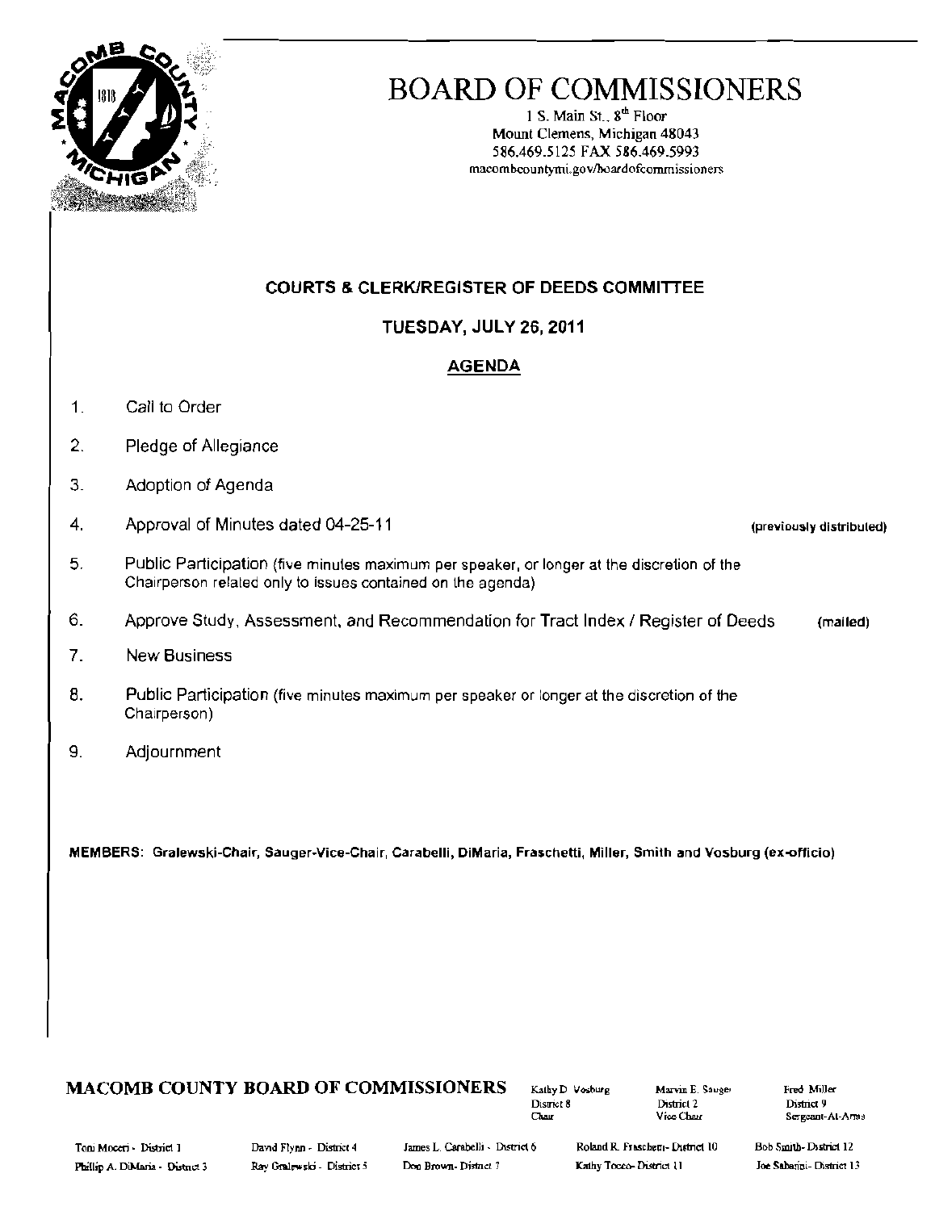# BOARD OF COMMISSIONERS

1 S. Main St., 8th Floor
Mount Clemens, Michigan 48043
586.469.5125 FAX 586.469.5993
macombcountymi.gov/boardofcommissioners

## COURTS & CLERK/REGISTER OF DEEDS COMMITTEE

### TUESDAY, JULY 26, 2011

### AGENDA

1. Call to Order
2. Pledge of Allegiance
3. Adoption of Agenda
4. Approval of Minutes dated 04-25-11 (previously distributed)
5. Public Participation (five minutes maximum per speaker, or longer at the discretion of the Chairperson related only to issues contained on the agenda)
6. Approve Study, Assessment, and Recommendation for Tract Index / Register of Deeds (mailed)
7. New Business
8. Public Participation (five minutes maximum per speaker or longer at the discretion of the Chairperson)
9. Adjournment

**MEMBERS: Gralewski-Chair, Sauger-Vice-Chair, Carabelli, DiMaria, Fraschetti, Miller, Smith and Vosburg (ex-officio)**

**MACOMB COUNTY BOARD OF COMMISSIONERS**

Kathy D. Vosburg, District 8, Chair
Marvin E. Sauger, District 2, Vice Chair
Fred Miller, District 9, Sergeant-At-Arms

Toni Moceri - District 1
Phillip A. DiMaria - District 3
David Flynn - District 4
Ray Gralewski - District 5
James L. Carabelli - District 6
Don Brown - District 7
Roland R. Fraschetti - District 10
Kathy Tocco - District 11
Bob Smith - District 12
Joe Sabatini - District 13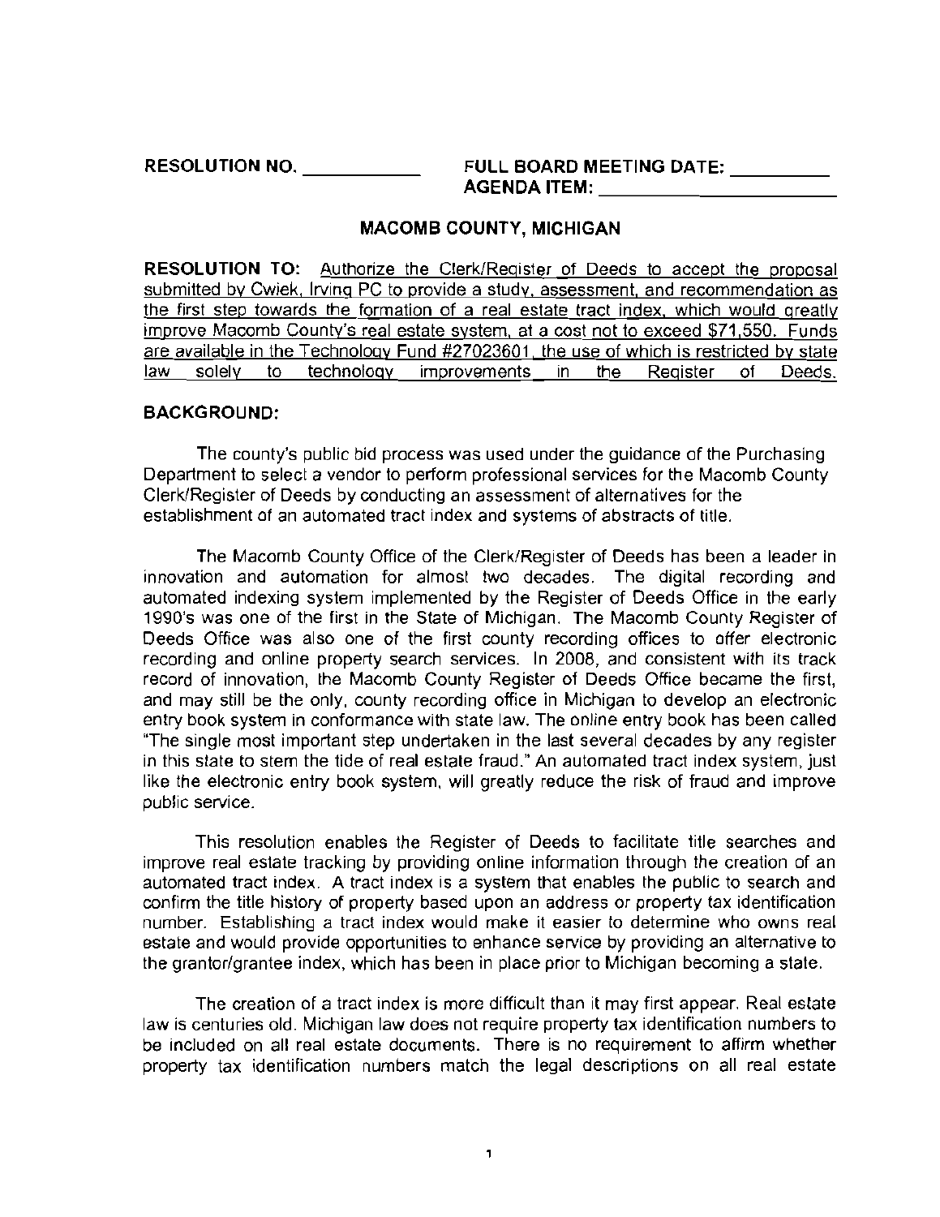**RESOLUTION NO. ___________** **FULL BOARD MEETING DATE: _________**
**AGENDA ITEM: ________________________**

## MACOMB COUNTY, MICHIGAN

**RESOLUTION TO:** Authorize the Clerk/Register of Deeds to accept the proposal submitted by Cwiek, Irving PC to provide a study, assessment, and recommendation as the first step towards the formation of a real estate tract index, which would greatly improve Macomb County's real estate system, at a cost not to exceed $71,550. Funds are available in the Technology Fund #27023601, the use of which is restricted by state law solely to technology improvements in the Register of Deeds.

**BACKGROUND:**

The county's public bid process was used under the guidance of the Purchasing Department to select a vendor to perform professional services for the Macomb County Clerk/Register of Deeds by conducting an assessment of alternatives for the establishment of an automated tract index and systems of abstracts of title.

The Macomb County Office of the Clerk/Register of Deeds has been a leader in innovation and automation for almost two decades. The digital recording and automated indexing system implemented by the Register of Deeds Office in the early 1990's was one of the first in the State of Michigan. The Macomb County Register of Deeds Office was also one of the first county recording offices to offer electronic recording and online property search services. In 2008, and consistent with its track record of innovation, the Macomb County Register of Deeds Office became the first, and may still be the only, county recording office in Michigan to develop an electronic entry book system in conformance with state law. The online entry book has been called "The single most important step undertaken in the last several decades by any register in this state to stem the tide of real estate fraud." An automated tract index system, just like the electronic entry book system, will greatly reduce the risk of fraud and improve public service.

This resolution enables the Register of Deeds to facilitate title searches and improve real estate tracking by providing online information through the creation of an automated tract index. A tract index is a system that enables the public to search and confirm the title history of property based upon an address or property tax identification number. Establishing a tract index would make it easier to determine who owns real estate and would provide opportunities to enhance service by providing an alternative to the grantor/grantee index, which has been in place prior to Michigan becoming a state.

The creation of a tract index is more difficult than it may first appear. Real estate law is centuries old. Michigan law does not require property tax identification numbers to be included on all real estate documents. There is no requirement to affirm whether property tax identification numbers match the legal descriptions on all real estate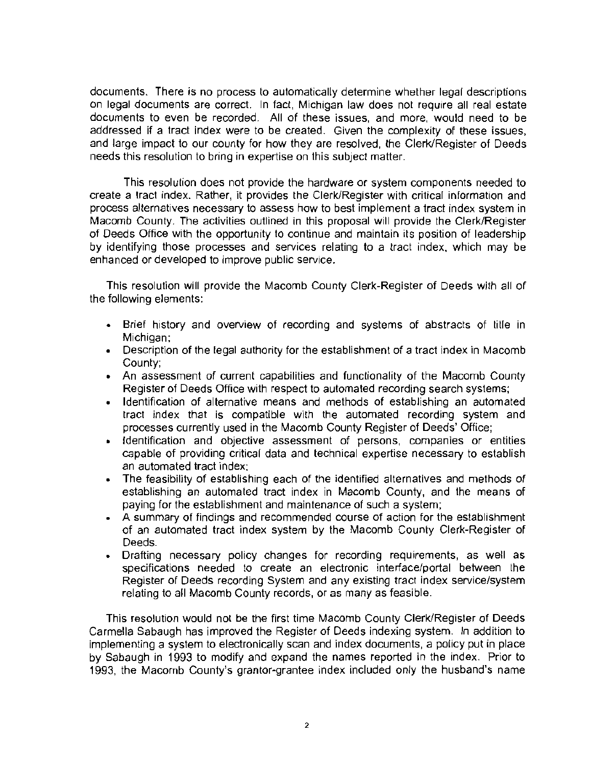documents. There is no process to automatically determine whether legal descriptions on legal documents are correct. In fact, Michigan law does not require all real estate documents to even be recorded. All of these issues, and more, would need to be addressed if a tract index were to be created. Given the complexity of these issues, and large impact to our county for how they are resolved, the Clerk/Register of Deeds needs this resolution to bring in expertise on this subject matter.

This resolution does not provide the hardware or system components needed to create a tract index. Rather, it provides the Clerk/Register with critical information and process alternatives necessary to assess how to best implement a tract index system in Macomb County. The activities outlined in this proposal will provide the Clerk/Register of Deeds Office with the opportunity to continue and maintain its position of leadership by identifying those processes and services relating to a tract index, which may be enhanced or developed to improve public service.

This resolution will provide the Macomb County Clerk-Register of Deeds with all of the following elements:

- Brief history and overview of recording and systems of abstracts of title in Michigan;
- Description of the legal authority for the establishment of a tract index in Macomb County;
- An assessment of current capabilities and functionality of the Macomb County Register of Deeds Office with respect to automated recording search systems;
- Identification of alternative means and methods of establishing an automated tract index that is compatible with the automated recording system and processes currently used in the Macomb County Register of Deeds' Office;
- Identification and objective assessment of persons, companies or entities capable of providing critical data and technical expertise necessary to establish an automated tract index;
- The feasibility of establishing each of the identified alternatives and methods of establishing an automated tract index in Macomb County, and the means of paying for the establishment and maintenance of such a system;
- A summary of findings and recommended course of action for the establishment of an automated tract index system by the Macomb County Clerk-Register of Deeds.
- Drafting necessary policy changes for recording requirements, as well as specifications needed to create an electronic interface/portal between the Register of Deeds recording System and any existing tract index service/system relating to all Macomb County records, or as many as feasible.

This resolution would not be the first time Macomb County Clerk/Register of Deeds Carmella Sabaugh has improved the Register of Deeds indexing system. In addition to implementing a system to electronically scan and index documents, a policy put in place by Sabaugh in 1993 to modify and expand the names reported in the index. Prior to 1993, the Macomb County's grantor-grantee index included only the husband's name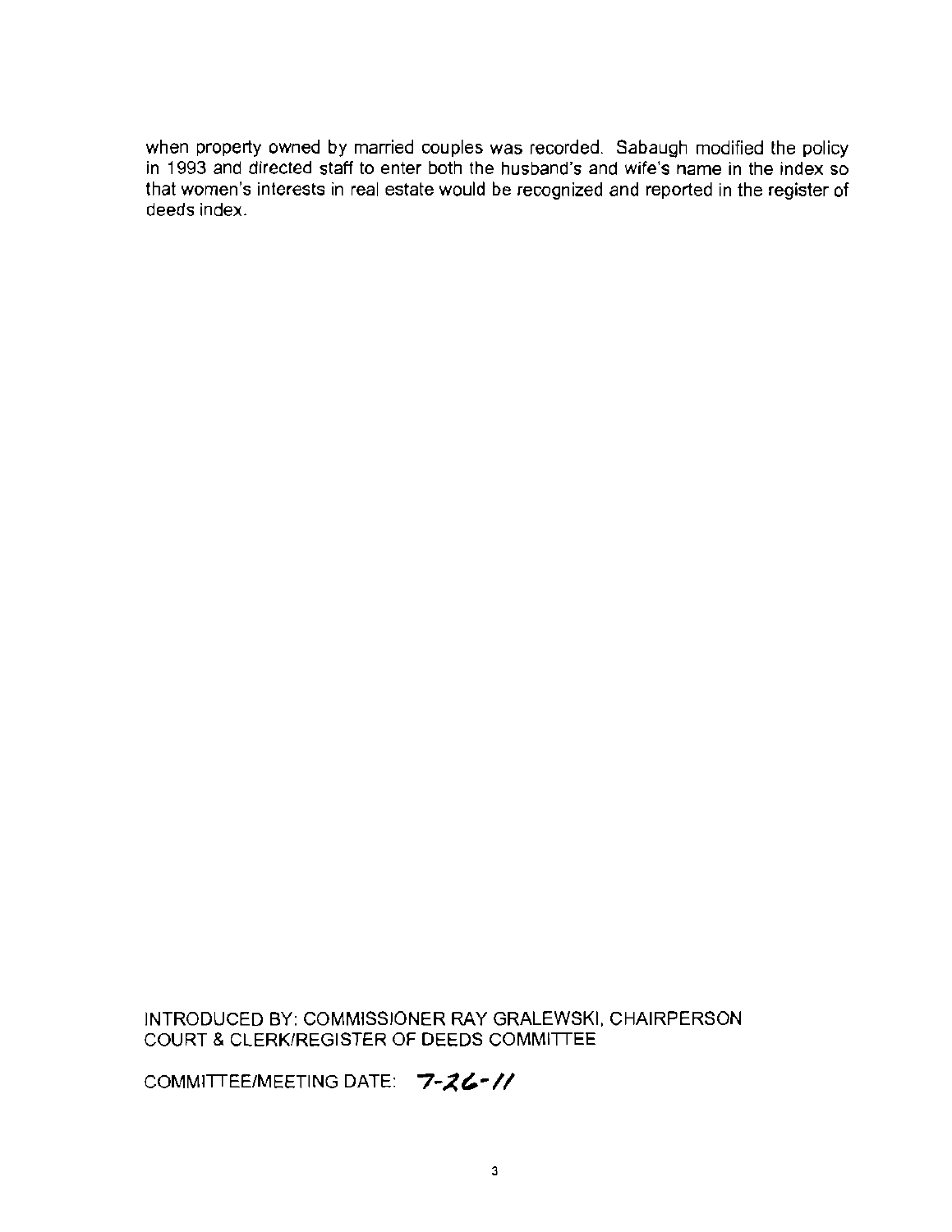when property owned by married couples was recorded. Sabaugh modified the policy in 1993 and directed staff to enter both the husband's and wife's name in the index so that women's interests in real estate would be recognized and reported in the register of deeds index.

INTRODUCED BY: COMMISSIONER RAY GRALEWSKI, CHAIRPERSON
COURT & CLERK/REGISTER OF DEEDS COMMITTEE

COMMITTEE/MEETING DATE: 7-26-11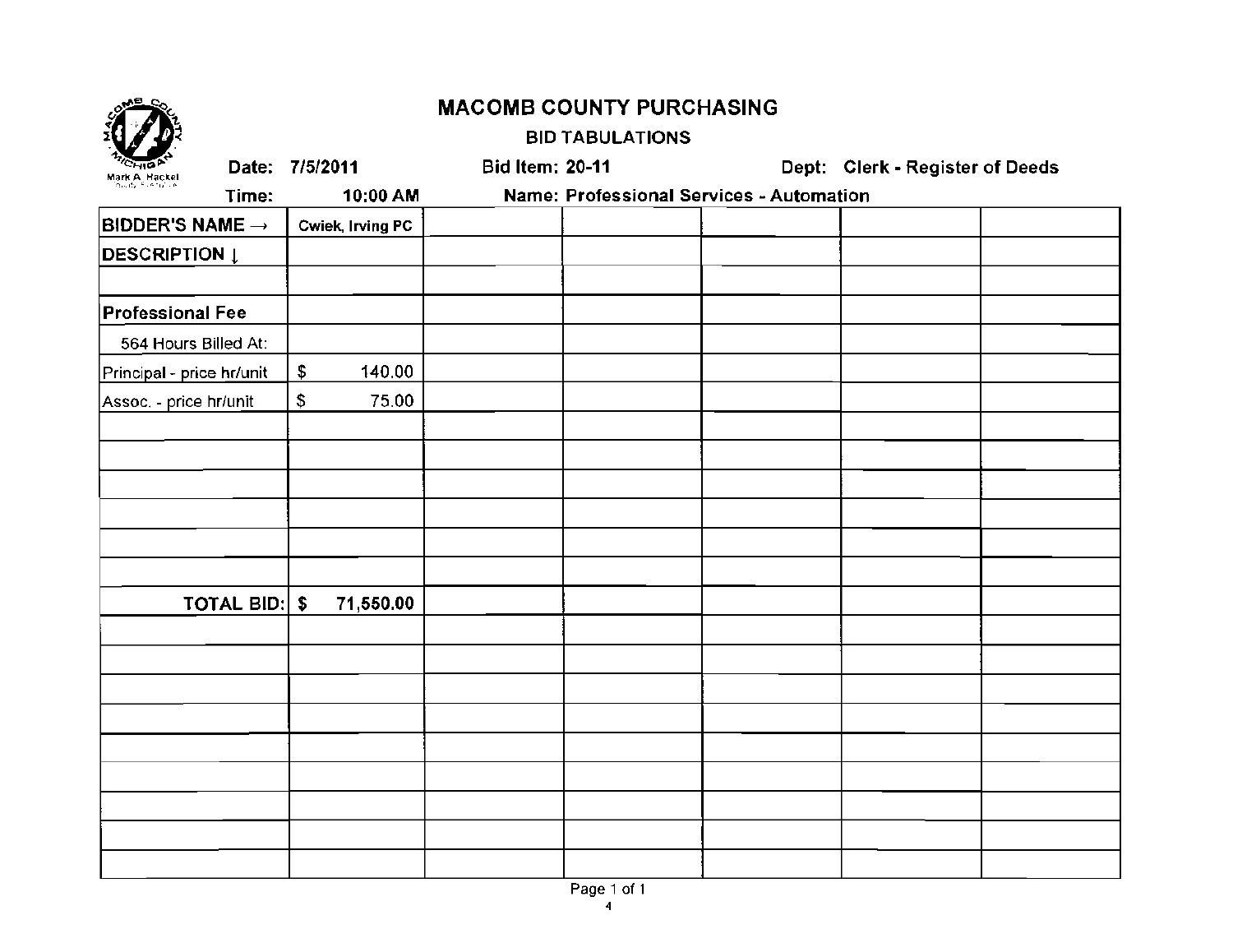# MACOMB COUNTY PURCHASING

## BID TABULATIONS

Mark A. Hackel

**Date:** 7/5/2011 **Bid Item:** 20-11 **Dept:** Clerk - Register of Deeds

**Time:** 10:00 AM **Name:** Professional Services - Automation

| BIDDER'S NAME → | Cwiek, Irving PC | | | | | |
|---|---|---|---|---|---|---|
| DESCRIPTION ↓ | | | | | | |
| | | | | | | |
| Professional Fee | | | | | | |
| 564 Hours Billed At: | | | | | | |
| Principal - price hr/unit | $ 140.00 | | | | | |
| Assoc. - price hr/unit | $ 75.00 | | | | | |
| | | | | | | |
| | | | | | | |
| | | | | | | |
| | | | | | | |
| | | | | | | |
| | | | | | | |
| TOTAL BID: | $ 71,550.00 | | | | | |
| | | | | | | |
| | | | | | | |
| | | | | | | |
| | | | | | | |
| | | | | | | |
| | | | | | | |
| | | | | | | |
| | | | | | | |
| | | | | | | |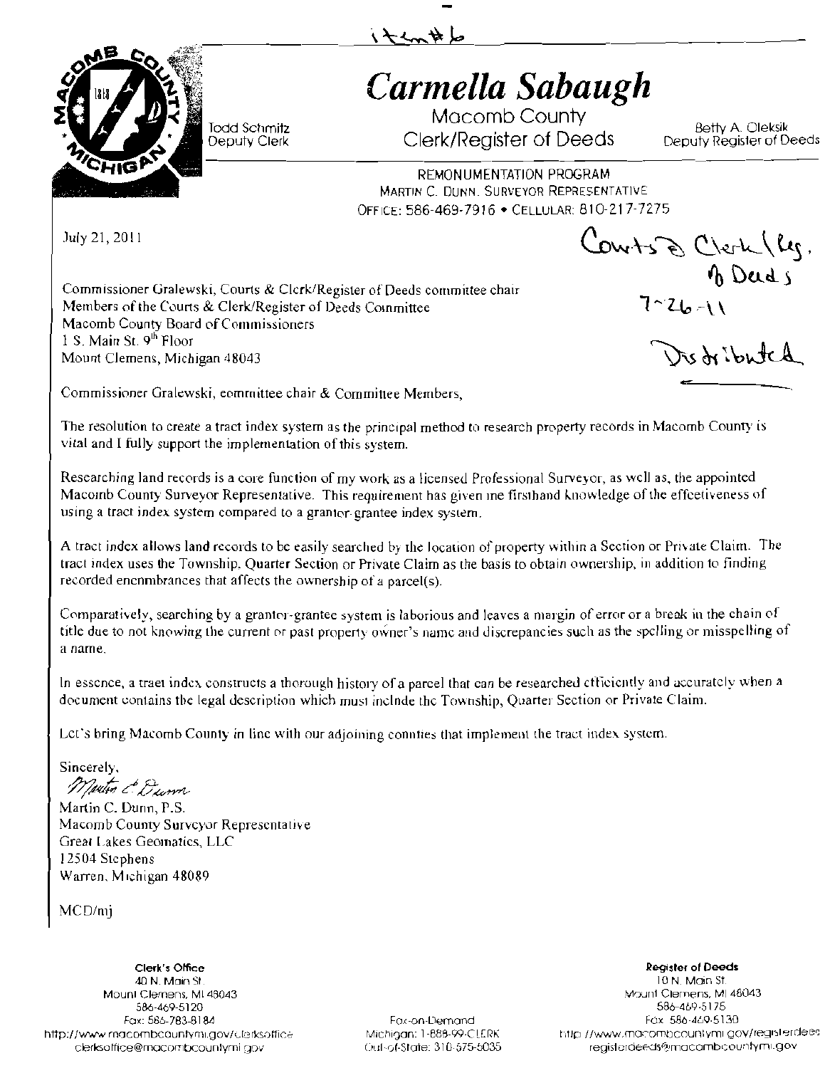Item #6

# Carmella Sabaugh

Macomb County
Clerk/Register of Deeds

Todd Schmitz
Deputy Clerk

Betty A. Cleksik
Deputy Register of Deeds

REMONUMENTATION PROGRAM
MARTIN C. DUNN, SURVEYOR REPRESENTATIVE
OFFICE: 586-469-7916 • CELLULAR: 810-217-7275

July 21, 2011

Courts & Clerk/Reg. of Deeds
7-26-11
Distributed

Commissioner Gralewski, Courts & Clerk/Register of Deeds committee chair
Members of the Courts & Clerk/Register of Deeds Committee
Macomb County Board of Commissioners
1 S. Main St. 9th Floor
Mount Clemens, Michigan 48043

Commissioner Gralewski, committee chair & Committee Members,

The resolution to create a tract index system as the principal method to research property records in Macomb County is vital and I fully support the implementation of this system.

Researching land records is a core function of my work as a licensed Professional Surveyor, as well as, the appointed Macomb County Surveyor Representative. This requirement has given me firsthand knowledge of the effectiveness of using a tract index system compared to a grantor-grantee index system.

A tract index allows land records to be easily searched by the location of property within a Section or Private Claim. The tract index uses the Township, Quarter Section or Private Claim as the basis to obtain ownership, in addition to finding recorded encumbrances that affects the ownership of a parcel(s).

Comparatively, searching by a grantor-grantee system is laborious and leaves a margin of error or a break in the chain of title due to not knowing the current or past property owner's name and discrepancies such as the spelling or misspelling of a name.

In essence, a tract index constructs a thorough history of a parcel that can be researched efficiently and accurately when a document contains the legal description which must include the Township, Quarter Section or Private Claim.

Let's bring Macomb County in line with our adjoining counties that implement the tract index system.

Sincerely,

*Martin C. Dunn*

Martin C. Dunn, P.S.
Macomb County Surveyor Representative
Great Lakes Geomatics, LLC
12504 Stephens
Warren, Michigan 48089

MCD/mj

**Clerk's Office**
40 N. Main St.
Mount Clemens, MI 48043
586-469-5120
Fax: 586-783-8184
http://www.macombcountymi.gov/clerksoffice
clerksoffice@macombcountymi.gov

Fax-on-Demand
Michigan: 1-888-99-CLERK
Out-of-State: 310-575-5035

**Register of Deeds**
10 N. Main St.
Mount Clemens, MI 48043
586-469-5175
Fax: 586-469-5130
http://www.macombcountymi.gov/registerdeeds
registerdeeds@macombcountymi.gov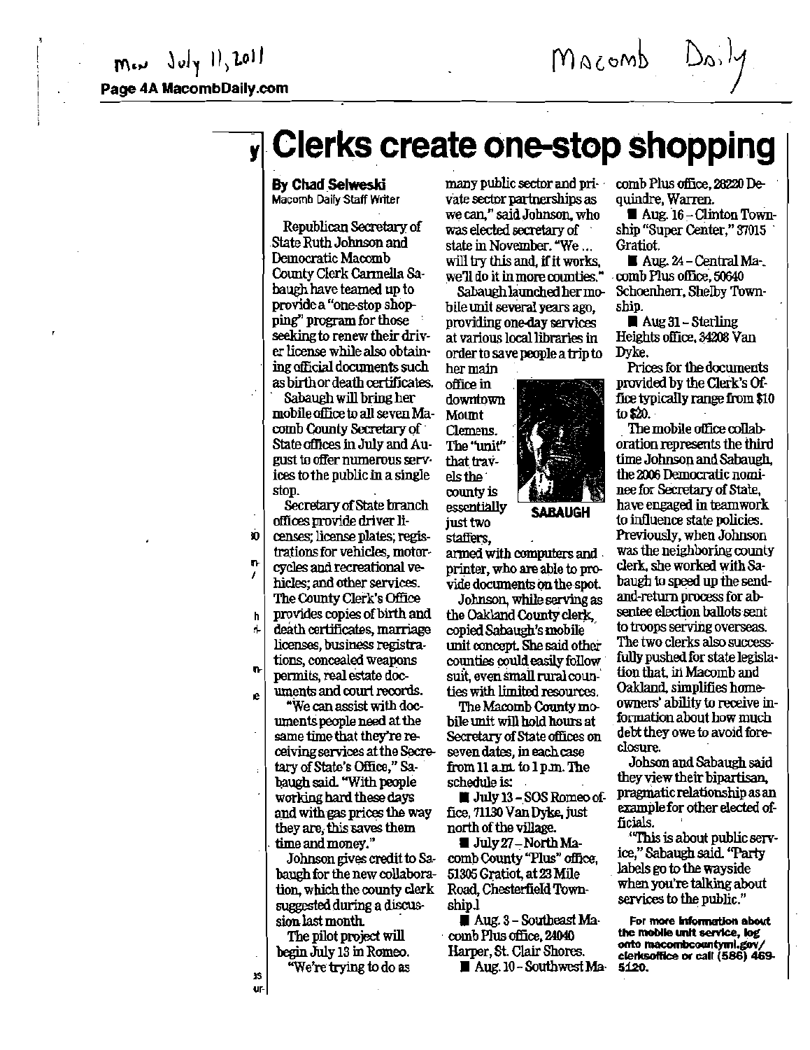Mon July 11, 2011

Macomb Daily

# Clerks create one-stop shopping

**By Chad Selweski**
Macomb Daily Staff Writer

Republican Secretary of State Ruth Johnson and Democratic Macomb County Clerk Carmella Sabaugh have teamed up to provide a "one-stop shopping" program for those seeking to renew their driver license while also obtaining official documents such as birth or death certificates.

Sabaugh will bring her mobile office to all seven Macomb County Secretary of State offices in July and August to offer numerous services to the public in a single stop.

Secretary of State branch offices provide driver licenses; license plates; registrations for vehicles, motorcycles and recreational vehicles; and other services. The County Clerk's Office provides copies of birth and death certificates, marriage licenses, business registrations, concealed weapons permits, real estate documents and court records.

"We can assist with documents people need at the same time that they're receiving services at the Secretary of State's Office," Sabaugh said. "With people working hard these days and with gas prices the way they are, this saves them time and money."

Johnson gives credit to Sabaugh for the new collaboration, which the county clerk suggested during a discussion last month.

The pilot project will begin July 13 in Romeo.

"We're trying to do as many public sector and private sector partnerships as we can," said Johnson, who was elected secretary of state in November. "We ... will try this and, if it works, we'll do it in more counties."

Sabaugh launched her mobile unit several years ago, providing one-day services at various local libraries in order to save people a trip to her main office in downtown Mount Clemens. The "unit" that travels the county is essentially just two staffers, armed with computers and printer, who are able to provide documents on the spot.

SABAUGH

Johnson, while serving as the Oakland County clerk, copied Sabaugh's mobile unit concept. She said other counties could easily follow suit, even small rural counties with limited resources.

The Macomb County mobile unit will hold hours at Secretary of State offices on seven dates, in each case from 11 a.m. to 1 p.m. The schedule is:

- July 13 – SOS Romeo office, 71130 Van Dyke, just north of the village.
- July 27 – North Macomb County "Plus" office, 51305 Gratiot, at 23 Mile Road, Chesterfield Township.
- Aug. 3 – Southeast Macomb Plus office, 24040 Harper, St. Clair Shores.
- Aug. 10 – Southwest Macomb Plus office, 28220 Dequindre, Warren.
- Aug. 16 – Clinton Township "Super Center," 37015 Gratiot.
- Aug. 24 – Central Macomb Plus office, 50640 Schoenherr, Shelby Township.
- Aug 31 – Sterling Heights office, 34208 Van Dyke.

Prices for the documents provided by the Clerk's Office typically range from $10 to $20.

The mobile office collaboration represents the third time Johnson and Sabaugh, the 2006 Democratic nominee for Secretary of State, have engaged in teamwork to influence state policies. Previously, when Johnson was the neighboring county clerk, she worked with Sabaugh to speed up the send-and-return process for absentee election ballots sent to troops serving overseas. The two clerks also successfully pushed for state legislation that, in Macomb and Oakland, simplifies homeowners' ability to receive information about how much debt they owe to avoid foreclosure.

Johson and Sabaugh said they view their bipartisan, pragmatic relationship as an example for other elected officials.

"This is about public service," Sabaugh said. "Party labels go to the wayside when you're talking about services to the public."

**For more information about the mobile unit service, log onto macombcountymi.gov/clerksoffice or call (586) 469-5120.**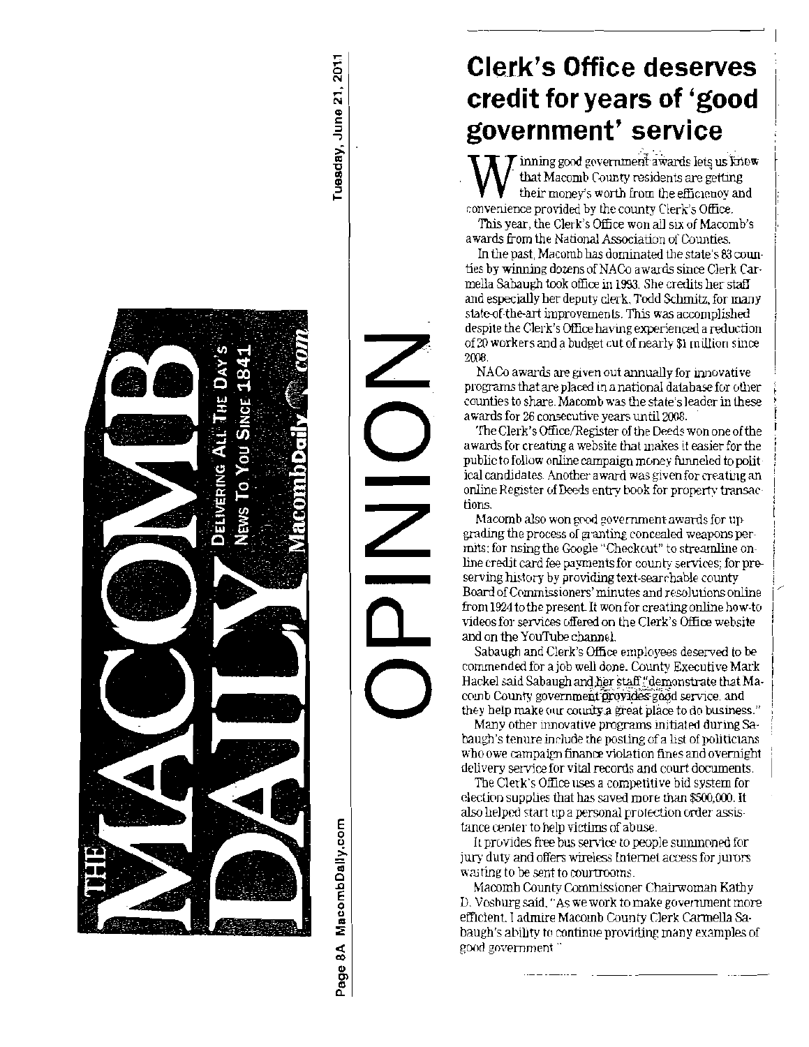# Clerk's Office deserves credit for years of 'good government' service

Winning good government awards lets us know that Macomb County residents are getting their money's worth from the efficiency and convenience provided by the county Clerk's Office.

This year, the Clerk's Office won all six of Macomb's awards from the National Association of Counties.

In the past, Macomb has dominated the state's 83 counties by winning dozens of NACo awards since Clerk Carmella Sabaugh took office in 1993. She credits her staff and especially her deputy clerk, Todd Schmitz, for many state-of-the-art improvements. This was accomplished despite the Clerk's Office having experienced a reduction of 20 workers and a budget cut of nearly $1 million since 2008.

NACo awards are given out annually for innovative programs that are placed in a national database for other counties to share. Macomb was the state's leader in these awards for 26 consecutive years until 2008.

The Clerk's Office/Register of the Deeds won one of the awards for creating a website that makes it easier for the public to follow online campaign money funneled to political candidates. Another award was given for creating an online Register of Deeds entry book for property transactions.

Macomb also won good government awards for upgrading the process of granting concealed weapons permits; for using the Google "Checkout" to streamline online credit card fee payments for county services; for preserving history by providing text-searchable county Board of Commissioners' minutes and resolutions online from 1924 to the present. It won for creating online how-to videos for services offered on the Clerk's Office website and on the YouTube channel.

Sabaugh and Clerk's Office employees deserved to be commended for a job well done. County Executive Mark Hackel said Sabaugh and her staff "demonstrate that Macomb County government provides good service, and they help make our county a great place to do business."

Many other innovative programs initiated during Sabaugh's tenure include the posting of a list of politicians who owe campaign finance violation fines and overnight delivery service for vital records and court documents.

The Clerk's Office uses a competitive bid system for election supplies that has saved more than $500,000. It also helped start up a personal protection order assistance center to help victims of abuse.

It provides free bus service to people summoned for jury duty and offers wireless Internet access for jurors waiting to be sent to courtrooms.

Macomb County Commissioner Chairwoman Kathy D. Vosburg said, "As we work to make government more efficient, I admire Macomb County Clerk Carmella Sabaugh's ability to continue providing many examples of good government."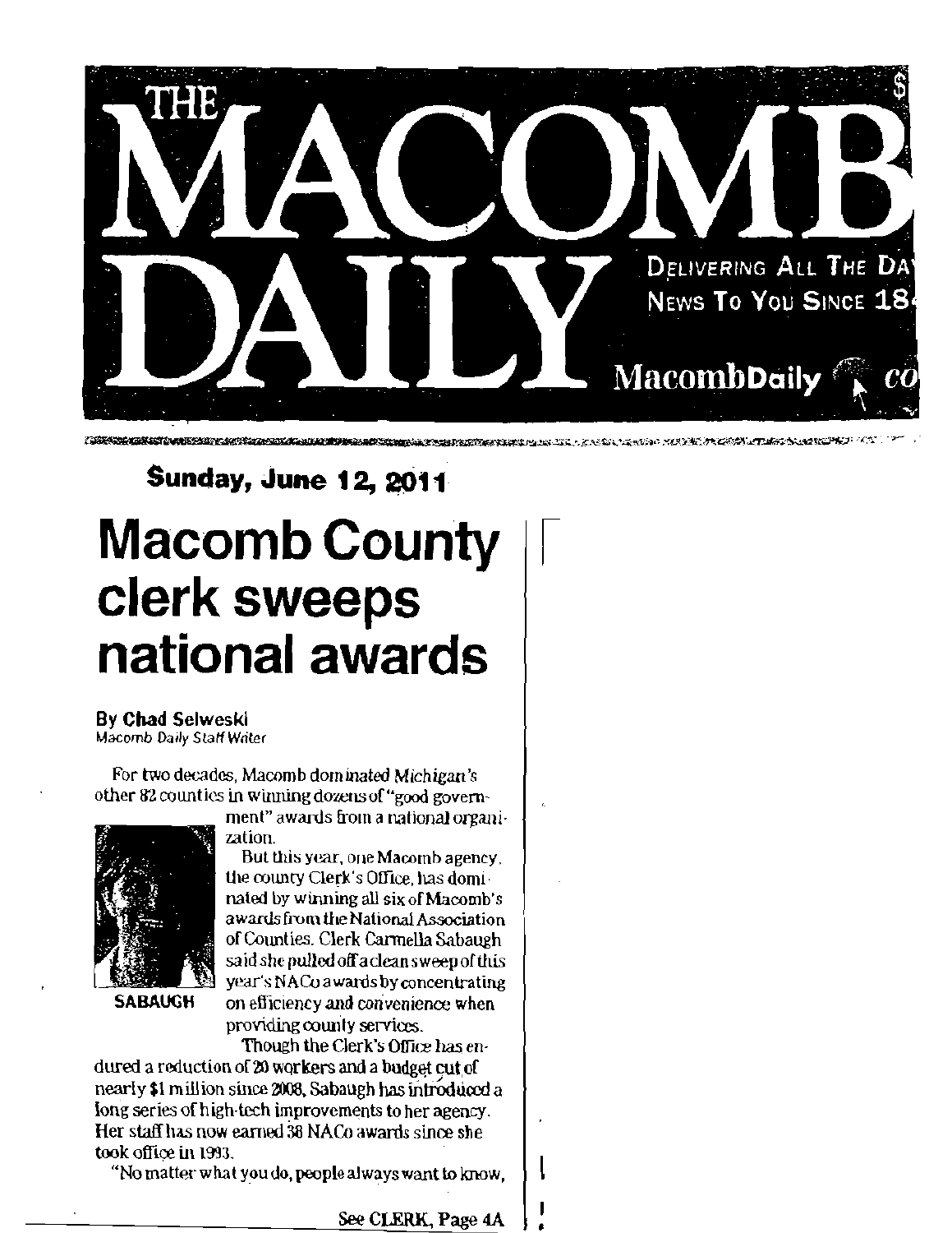# THE MACOMB DAILY

DELIVERING ALL THE DA
NEWS TO YOU SINCE 18

MacombDaily co

**Sunday, June 12, 2011**

## Macomb County clerk sweeps national awards

**By Chad Selweski**
*Macomb Daily Staff Writer*

For two decades, Macomb dominated Michigan's other 82 counties in winning dozens of "good government" awards from a national organization.

SABAUGH

But this year, one Macomb agency, the county Clerk's Office, has dominated by winning all six of Macomb's awards from the National Association of Counties. Clerk Carmella Sabaugh said she pulled off a clean sweep of this year's NACo awards by concentrating on efficiency and convenience when providing county services.

Though the Clerk's Office has endured a reduction of 20 workers and a budget cut of nearly $1 million since 2008, Sabaugh has introduced a long series of high-tech improvements to her agency. Her staff has now earned 38 NACo awards since she took office in 1993.

"No matter what you do, people always want to know,

See CLERK, Page 4A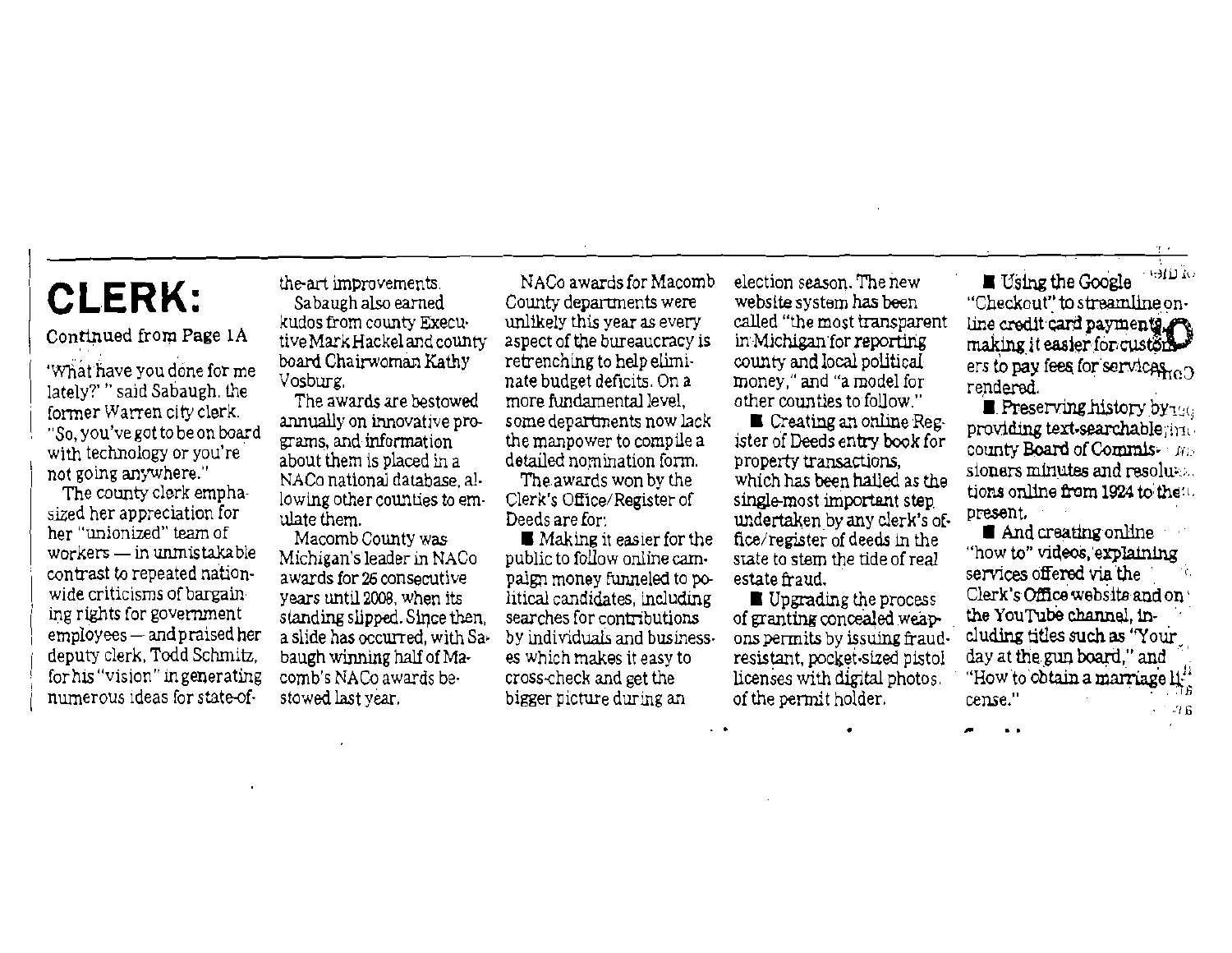# CLERK:

Continued from Page 1A

'What have you done for me lately?' " said Sabaugh, the former Warren city clerk. "So, you've got to be on board with technology or you're not going anywhere."

The county clerk emphasized her appreciation for her "unionized" team of workers — in unmistakable contrast to repeated nationwide criticisms of bargaining rights for government employees — and praised her deputy clerk, Todd Schmitz, for his "vision" in generating numerous ideas for state-of-the-art improvements.

Sabaugh also earned kudos from county Executive Mark Hackel and county board Chairwoman Kathy Vosburg.

The awards are bestowed annually on innovative programs, and information about them is placed in a NACo national database, allowing other counties to emulate them.

Macomb County was Michigan's leader in NACo awards for 26 consecutive years until 2008, when its standing slipped. Since then, a slide has occurred, with Sabaugh winning half of Macomb's NACo awards bestowed last year.

NACo awards for Macomb County departments were unlikely this year as every aspect of the bureaucracy is retrenching to help eliminate budget deficits. On a more fundamental level, some departments now lack the manpower to compile a detailed nomination form.

The awards won by the Clerk's Office/Register of Deeds are for:

- Making it easier for the public to follow online campaign money funneled to political candidates, including searches for contributions by individuals and businesses which makes it easy to cross-check and get the bigger picture during an election season. The new website system has been called "the most transparent in Michigan for reporting county and local political money," and "a model for other counties to follow."
- Creating an online Register of Deeds entry book for property transactions, which has been hailed as the single-most important step undertaken by any clerk's office/register of deeds in the state to stem the tide of real estate fraud.
- Upgrading the process of granting concealed weapons permits by issuing fraud-resistant, pocket-sized pistol licenses with digital photos of the permit holder.
- Using the Google "Checkout" to streamline online credit card payments, making it easier for customers to pay fees for services rendered.
- Preserving history by providing text-searchable county Board of Commissioners minutes and resolutions online from 1924 to the present.
- And creating online "how to" videos, explaining services offered via the Clerk's Office website and on the YouTube channel, including titles such as "Your day at the gun board," and "How to obtain a marriage license."